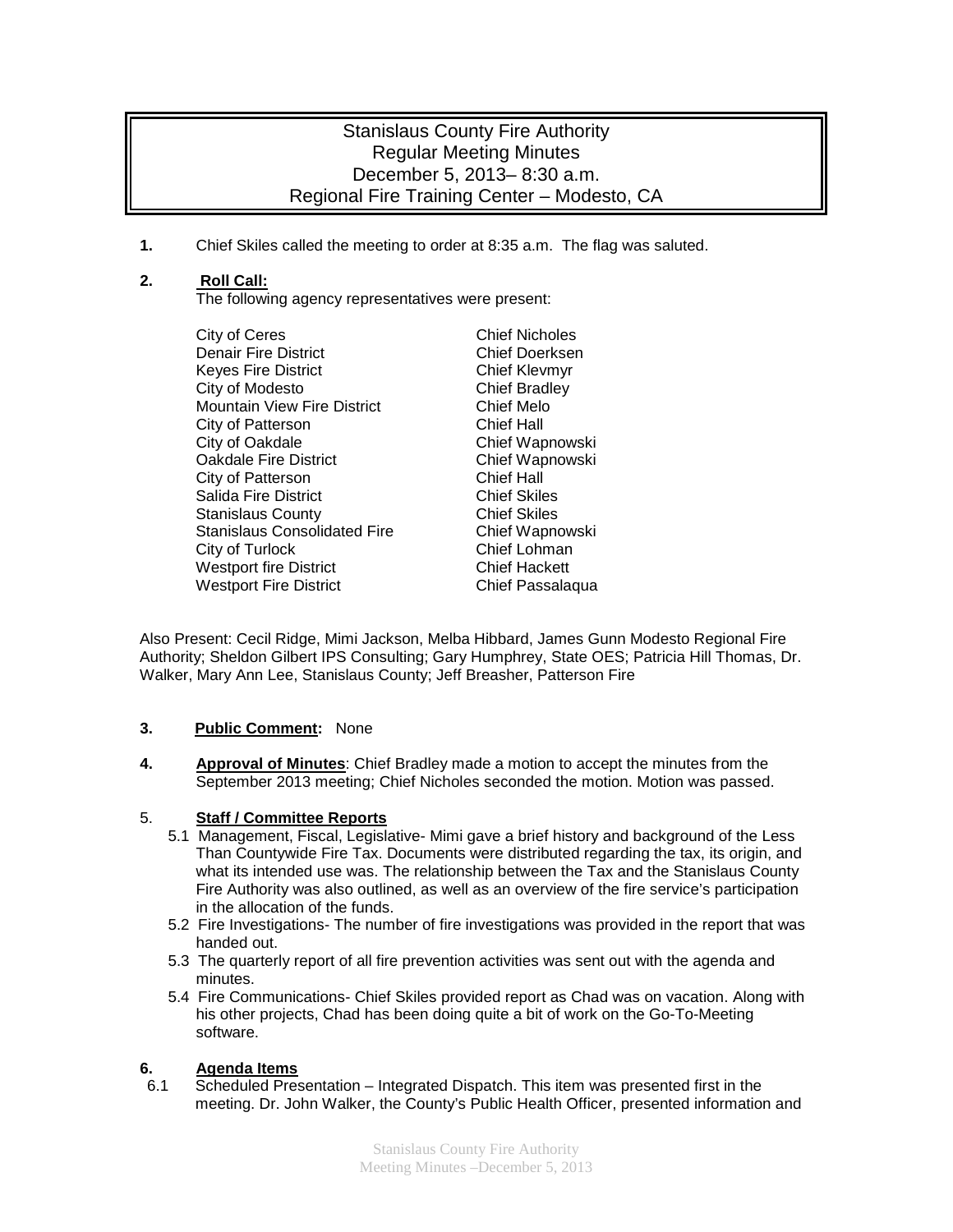# Stanislaus County Fire Authority
## Regular Meeting Minutes
## December 5, 2013– 8:30 a.m.
## Regional Fire Training Center – Modesto, CA

**1.** Chief Skiles called the meeting to order at 8:35 a.m. The flag was saluted.

**2. Roll Call:**

The following agency representatives were present:

| | |
|---|---|
| City of Ceres | Chief Nicholes |
| Denair Fire District | Chief Doerksen |
| Keyes Fire District | Chief Klevmyr |
| City of Modesto | Chief Bradley |
| Mountain View Fire District | Chief Melo |
| City of Patterson | Chief Hall |
| City of Oakdale | Chief Wapnowski |
| Oakdale Fire District | Chief Wapnowski |
| City of Patterson | Chief Hall |
| Salida Fire District | Chief Skiles |
| Stanislaus County | Chief Skiles |
| Stanislaus Consolidated Fire | Chief Wapnowski |
| City of Turlock | Chief Lohman |
| Westport fire District | Chief Hackett |
| Westport Fire District | Chief Passalaqua |

Also Present: Cecil Ridge, Mimi Jackson, Melba Hibbard, James Gunn Modesto Regional Fire Authority; Sheldon Gilbert IPS Consulting; Gary Humphrey, State OES; Patricia Hill Thomas, Dr. Walker, Mary Ann Lee, Stanislaus County; Jeff Breasher, Patterson Fire

**3. Public Comment:** None

**4. Approval of Minutes**: Chief Bradley made a motion to accept the minutes from the September 2013 meeting; Chief Nicholes seconded the motion. Motion was passed.

5. **Staff / Committee Reports**

5.1 Management, Fiscal, Legislative- Mimi gave a brief history and background of the Less Than Countywide Fire Tax. Documents were distributed regarding the tax, its origin, and what its intended use was. The relationship between the Tax and the Stanislaus County Fire Authority was also outlined, as well as an overview of the fire service's participation in the allocation of the funds.

5.2 Fire Investigations- The number of fire investigations was provided in the report that was handed out.

5.3 The quarterly report of all fire prevention activities was sent out with the agenda and minutes.

5.4 Fire Communications- Chief Skiles provided report as Chad was on vacation. Along with his other projects, Chad has been doing quite a bit of work on the Go-To-Meeting software.

**6. Agenda Items**

6.1 Scheduled Presentation – Integrated Dispatch. This item was presented first in the meeting. Dr. John Walker, the County's Public Health Officer, presented information and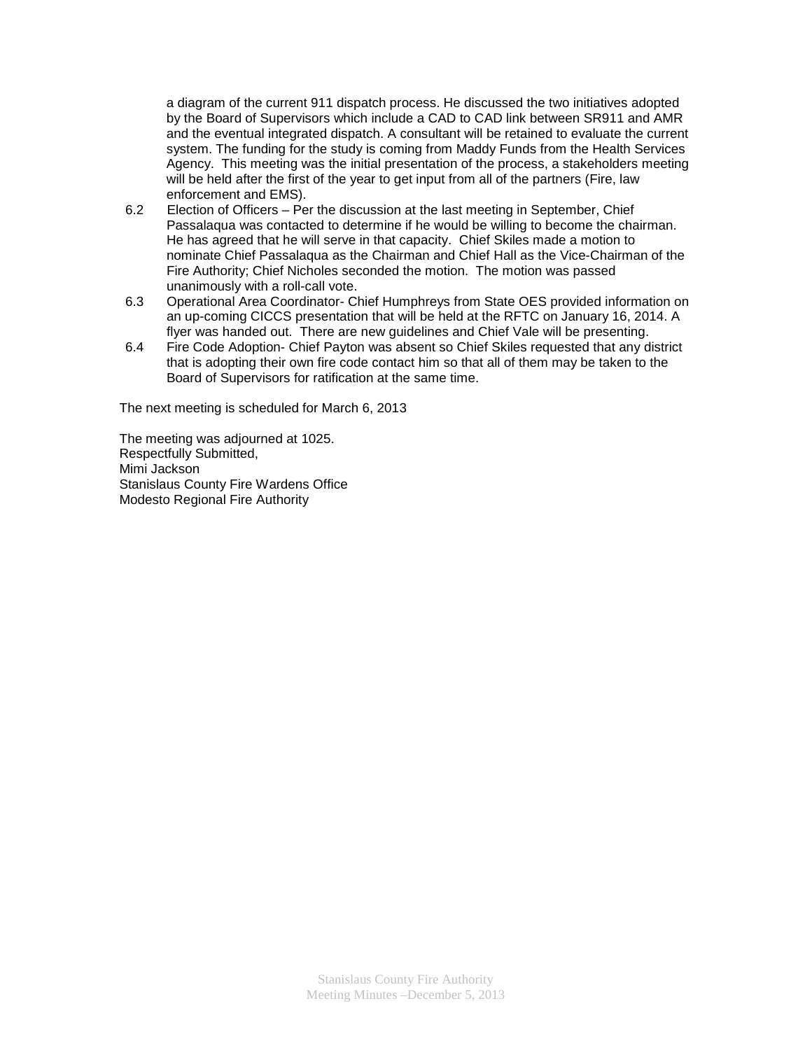a diagram of the current 911 dispatch process. He discussed the two initiatives adopted by the Board of Supervisors which include a CAD to CAD link between SR911 and AMR and the eventual integrated dispatch. A consultant will be retained to evaluate the current system. The funding for the study is coming from Maddy Funds from the Health Services Agency. This meeting was the initial presentation of the process, a stakeholders meeting will be held after the first of the year to get input from all of the partners (Fire, law enforcement and EMS).

6.2 Election of Officers – Per the discussion at the last meeting in September, Chief Passalaqua was contacted to determine if he would be willing to become the chairman. He has agreed that he will serve in that capacity. Chief Skiles made a motion to nominate Chief Passalaqua as the Chairman and Chief Hall as the Vice-Chairman of the Fire Authority; Chief Nicholes seconded the motion. The motion was passed unanimously with a roll-call vote.

6.3 Operational Area Coordinator- Chief Humphreys from State OES provided information on an up-coming CICCS presentation that will be held at the RFTC on January 16, 2014. A flyer was handed out. There are new guidelines and Chief Vale will be presenting.

6.4 Fire Code Adoption- Chief Payton was absent so Chief Skiles requested that any district that is adopting their own fire code contact him so that all of them may be taken to the Board of Supervisors for ratification at the same time.

The next meeting is scheduled for March 6, 2013

The meeting was adjourned at 1025.
Respectfully Submitted,
Mimi Jackson
Stanislaus County Fire Wardens Office
Modesto Regional Fire Authority